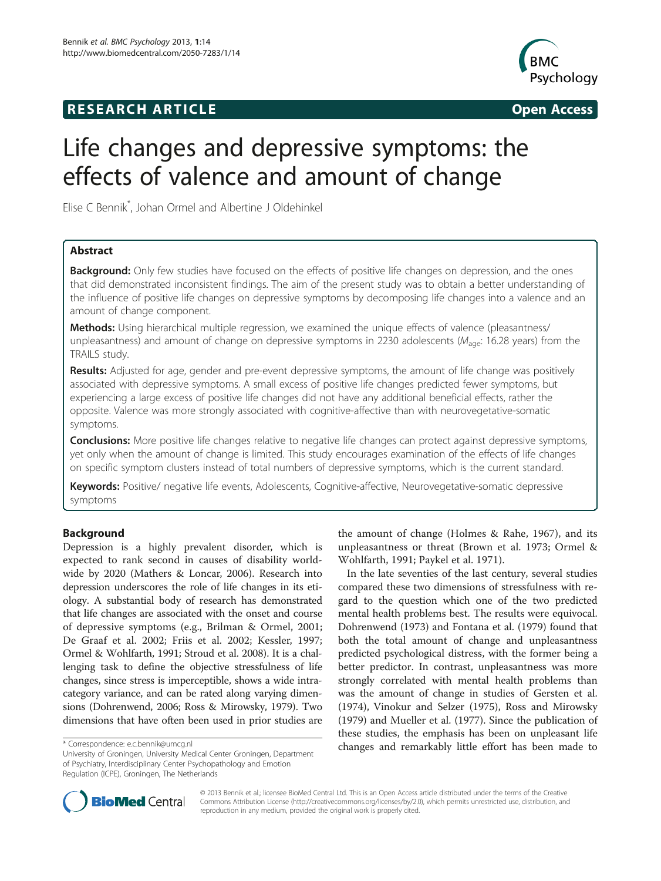RESEARCH ARTICLE | Open Access

# Life changes and depressive symptoms: the effects of valence and amount of change

Elise C Bennik*, Johan Ormel and Albertine J Oldehinkel

## Abstract

**Background:** Only few studies have focused on the effects of positive life changes on depression, and the ones that did demonstrated inconsistent findings. The aim of the present study was to obtain a better understanding of the influence of positive life changes on depressive symptoms by decomposing life changes into a valence and an amount of change component.

**Methods:** Using hierarchical multiple regression, we examined the unique effects of valence (pleasantness/ unpleasantness) and amount of change on depressive symptoms in 2230 adolescents ($M_{age}$: 16.28 years) from the TRAILS study.

**Results:** Adjusted for age, gender and pre-event depressive symptoms, the amount of life change was positively associated with depressive symptoms. A small excess of positive life changes predicted fewer symptoms, but experiencing a large excess of positive life changes did not have any additional beneficial effects, rather the opposite. Valence was more strongly associated with cognitive-affective than with neurovegetative-somatic symptoms.

**Conclusions:** More positive life changes relative to negative life changes can protect against depressive symptoms, yet only when the amount of change is limited. This study encourages examination of the effects of life changes on specific symptom clusters instead of total numbers of depressive symptoms, which is the current standard.

**Keywords:** Positive/ negative life events, Adolescents, Cognitive-affective, Neurovegetative-somatic depressive symptoms

## Background

Depression is a highly prevalent disorder, which is expected to rank second in causes of disability worldwide by 2020 (Mathers & Loncar, 2006). Research into depression underscores the role of life changes in its etiology. A substantial body of research has demonstrated that life changes are associated with the onset and course of depressive symptoms (e.g., Brilman & Ormel, 2001; De Graaf et al. 2002; Friis et al. 2002; Kessler, 1997; Ormel & Wohlfarth, 1991; Stroud et al. 2008). It is a challenging task to define the objective stressfulness of life changes, since stress is imperceptible, shows a wide intra-category variance, and can be rated along varying dimensions (Dohrenwend, 2006; Ross & Mirowsky, 1979). Two dimensions that have often been used in prior studies are the amount of change (Holmes & Rahe, 1967), and its unpleasantness or threat (Brown et al. 1973; Ormel & Wohlfarth, 1991; Paykel et al. 1971).

In the late seventies of the last century, several studies compared these two dimensions of stressfulness with regard to the question which one of the two predicted mental health problems best. The results were equivocal. Dohrenwend (1973) and Fontana et al. (1979) found that both the total amount of change and unpleasantness predicted psychological distress, with the former being a better predictor. In contrast, unpleasantness was more strongly correlated with mental health problems than was the amount of change in studies of Gersten et al. (1974), Vinokur and Selzer (1975), Ross and Mirowsky (1979) and Mueller et al. (1977). Since the publication of these studies, the emphasis has been on unpleasant life changes and remarkably little effort has been made to

* Correspondence: e.c.bennik@umcg.nl

University of Groningen, University Medical Center Groningen, Department of Psychiatry, Interdisciplinary Center Psychopathology and Emotion Regulation (ICPE), Groningen, The Netherlands

© 2013 Bennik et al.; licensee BioMed Central Ltd. This is an Open Access article distributed under the terms of the Creative Commons Attribution License (http://creativecommons.org/licenses/by/2.0), which permits unrestricted use, distribution, and reproduction in any medium, provided the original work is properly cited.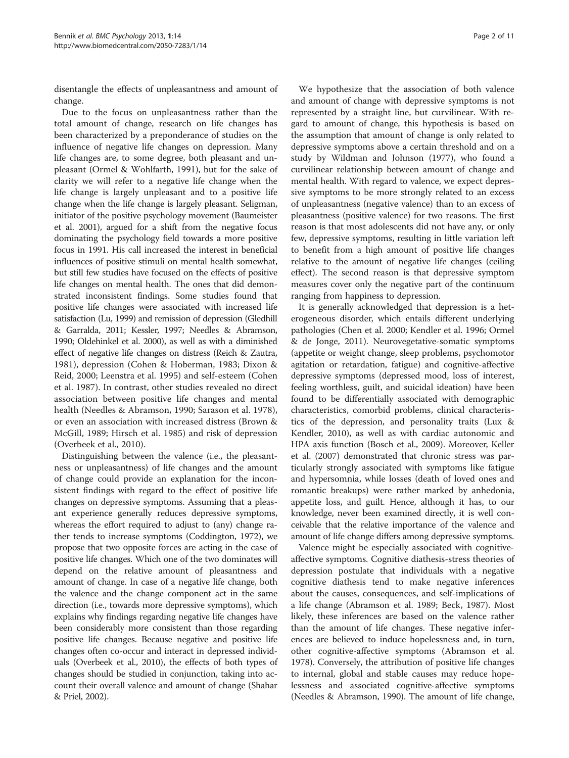disentangle the effects of unpleasantness and amount of change.

Due to the focus on unpleasantness rather than the total amount of change, research on life changes has been characterized by a preponderance of studies on the influence of negative life changes on depression. Many life changes are, to some degree, both pleasant and unpleasant (Ormel & Wohlfarth, 1991), but for the sake of clarity we will refer to a negative life change when the life change is largely unpleasant and to a positive life change when the life change is largely pleasant. Seligman, initiator of the positive psychology movement (Baumeister et al. 2001), argued for a shift from the negative focus dominating the psychology field towards a more positive focus in 1991. His call increased the interest in beneficial influences of positive stimuli on mental health somewhat, but still few studies have focused on the effects of positive life changes on mental health. The ones that did demonstrated inconsistent findings. Some studies found that positive life changes were associated with increased life satisfaction (Lu, 1999) and remission of depression (Gledhill & Garralda, 2011; Kessler, 1997; Needles & Abramson, 1990; Oldehinkel et al. 2000), as well as with a diminished effect of negative life changes on distress (Reich & Zautra, 1981), depression (Cohen & Hoberman, 1983; Dixon & Reid, 2000; Leenstra et al. 1995) and self-esteem (Cohen et al. 1987). In contrast, other studies revealed no direct association between positive life changes and mental health (Needles & Abramson, 1990; Sarason et al. 1978), or even an association with increased distress (Brown & McGill, 1989; Hirsch et al. 1985) and risk of depression (Overbeek et al., 2010).

Distinguishing between the valence (i.e., the pleasantness or unpleasantness) of life changes and the amount of change could provide an explanation for the inconsistent findings with regard to the effect of positive life changes on depressive symptoms. Assuming that a pleasant experience generally reduces depressive symptoms, whereas the effort required to adjust to (any) change rather tends to increase symptoms (Coddington, 1972), we propose that two opposite forces are acting in the case of positive life changes. Which one of the two dominates will depend on the relative amount of pleasantness and amount of change. In case of a negative life change, both the valence and the change component act in the same direction (i.e., towards more depressive symptoms), which explains why findings regarding negative life changes have been considerably more consistent than those regarding positive life changes. Because negative and positive life changes often co-occur and interact in depressed individuals (Overbeek et al., 2010), the effects of both types of changes should be studied in conjunction, taking into account their overall valence and amount of change (Shahar & Priel, 2002).

We hypothesize that the association of both valence and amount of change with depressive symptoms is not represented by a straight line, but curvilinear. With regard to amount of change, this hypothesis is based on the assumption that amount of change is only related to depressive symptoms above a certain threshold and on a study by Wildman and Johnson (1977), who found a curvilinear relationship between amount of change and mental health. With regard to valence, we expect depressive symptoms to be more strongly related to an excess of unpleasantness (negative valence) than to an excess of pleasantness (positive valence) for two reasons. The first reason is that most adolescents did not have any, or only few, depressive symptoms, resulting in little variation left to benefit from a high amount of positive life changes relative to the amount of negative life changes (ceiling effect). The second reason is that depressive symptom measures cover only the negative part of the continuum ranging from happiness to depression.

It is generally acknowledged that depression is a heterogeneous disorder, which entails different underlying pathologies (Chen et al. 2000; Kendler et al. 1996; Ormel & de Jonge, 2011). Neurovegetative-somatic symptoms (appetite or weight change, sleep problems, psychomotor agitation or retardation, fatigue) and cognitive-affective depressive symptoms (depressed mood, loss of interest, feeling worthless, guilt, and suicidal ideation) have been found to be differentially associated with demographic characteristics, comorbid problems, clinical characteristics of the depression, and personality traits (Lux & Kendler, 2010), as well as with cardiac autonomic and HPA axis function (Bosch et al., 2009). Moreover, Keller et al. (2007) demonstrated that chronic stress was particularly strongly associated with symptoms like fatigue and hypersomnia, while losses (death of loved ones and romantic breakups) were rather marked by anhedonia, appetite loss, and guilt. Hence, although it has, to our knowledge, never been examined directly, it is well conceivable that the relative importance of the valence and amount of life change differs among depressive symptoms.

Valence might be especially associated with cognitive-affective symptoms. Cognitive diathesis-stress theories of depression postulate that individuals with a negative cognitive diathesis tend to make negative inferences about the causes, consequences, and self-implications of a life change (Abramson et al. 1989; Beck, 1987). Most likely, these inferences are based on the valence rather than the amount of life changes. These negative inferences are believed to induce hopelessness and, in turn, other cognitive-affective symptoms (Abramson et al. 1978). Conversely, the attribution of positive life changes to internal, global and stable causes may reduce hopelessness and associated cognitive-affective symptoms (Needles & Abramson, 1990). The amount of life change,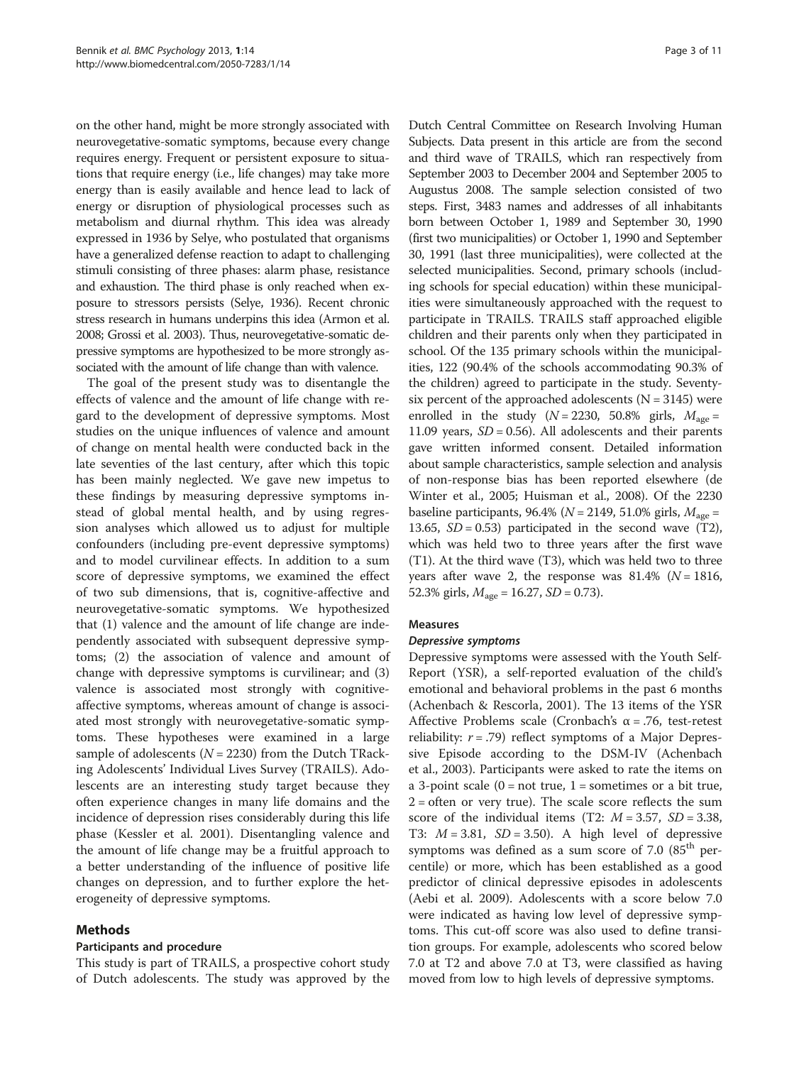on the other hand, might be more strongly associated with neurovegetative-somatic symptoms, because every change requires energy. Frequent or persistent exposure to situations that require energy (i.e., life changes) may take more energy than is easily available and hence lead to lack of energy or disruption of physiological processes such as metabolism and diurnal rhythm. This idea was already expressed in 1936 by Selye, who postulated that organisms have a generalized defense reaction to adapt to challenging stimuli consisting of three phases: alarm phase, resistance and exhaustion. The third phase is only reached when exposure to stressors persists (Selye, 1936). Recent chronic stress research in humans underpins this idea (Armon et al. 2008; Grossi et al. 2003). Thus, neurovegetative-somatic depressive symptoms are hypothesized to be more strongly associated with the amount of life change than with valence.

The goal of the present study was to disentangle the effects of valence and the amount of life change with regard to the development of depressive symptoms. Most studies on the unique influences of valence and amount of change on mental health were conducted back in the late seventies of the last century, after which this topic has been mainly neglected. We gave new impetus to these findings by measuring depressive symptoms instead of global mental health, and by using regression analyses which allowed us to adjust for multiple confounders (including pre-event depressive symptoms) and to model curvilinear effects. In addition to a sum score of depressive symptoms, we examined the effect of two sub dimensions, that is, cognitive-affective and neurovegetative-somatic symptoms. We hypothesized that (1) valence and the amount of life change are independently associated with subsequent depressive symptoms; (2) the association of valence and amount of change with depressive symptoms is curvilinear; and (3) valence is associated most strongly with cognitive-affective symptoms, whereas amount of change is associated most strongly with neurovegetative-somatic symptoms. These hypotheses were examined in a large sample of adolescents ($N = 2230$) from the Dutch TRacking Adolescents' Individual Lives Survey (TRAILS). Adolescents are an interesting study target because they often experience changes in many life domains and the incidence of depression rises considerably during this life phase (Kessler et al. 2001). Disentangling valence and the amount of life change may be a fruitful approach to a better understanding of the influence of positive life changes on depression, and to further explore the heterogeneity of depressive symptoms.

## Methods

### Participants and procedure

This study is part of TRAILS, a prospective cohort study of Dutch adolescents. The study was approved by the Dutch Central Committee on Research Involving Human Subjects. Data present in this article are from the second and third wave of TRAILS, which ran respectively from September 2003 to December 2004 and September 2005 to Augustus 2008. The sample selection consisted of two steps. First, 3483 names and addresses of all inhabitants born between October 1, 1989 and September 30, 1990 (first two municipalities) or October 1, 1990 and September 30, 1991 (last three municipalities), were collected at the selected municipalities. Second, primary schools (including schools for special education) within these municipalities were simultaneously approached with the request to participate in TRAILS. TRAILS staff approached eligible children and their parents only when they participated in school. Of the 135 primary schools within the municipalities, 122 (90.4% of the schools accommodating 90.3% of the children) agreed to participate in the study. Seventy-six percent of the approached adolescents ($N = 3145$) were enrolled in the study ($N = 2230$, 50.8% girls, $M_{age} = 11.09$ years, $SD = 0.56$). All adolescents and their parents gave written informed consent. Detailed information about sample characteristics, sample selection and analysis of non-response bias has been reported elsewhere (de Winter et al., 2005; Huisman et al., 2008). Of the 2230 baseline participants, 96.4% ($N = 2149$, 51.0% girls, $M_{age} = 13.65$, $SD = 0.53$) participated in the second wave (T2), which was held two to three years after the first wave (T1). At the third wave (T3), which was held two to three years after wave 2, the response was 81.4% ($N = 1816$, 52.3% girls, $M_{age} = 16.27$, $SD = 0.73$).

### Measures

#### *Depressive symptoms*

Depressive symptoms were assessed with the Youth Self-Report (YSR), a self-reported evaluation of the child's emotional and behavioral problems in the past 6 months (Achenbach & Rescorla, 2001). The 13 items of the YSR Affective Problems scale (Cronbach's $\alpha = .76$, test-retest reliability: $r = .79$) reflect symptoms of a Major Depressive Episode according to the DSM-IV (Achenbach et al., 2003). Participants were asked to rate the items on a 3-point scale (0 = not true, 1 = sometimes or a bit true, 2 = often or very true). The scale score reflects the sum score of the individual items (T2: $M = 3.57$, $SD = 3.38$, T3: $M = 3.81$, $SD = 3.50$). A high level of depressive symptoms was defined as a sum score of 7.0 ($85^{th}$ percentile) or more, which has been established as a good predictor of clinical depressive episodes in adolescents (Aebi et al. 2009). Adolescents with a score below 7.0 were indicated as having low level of depressive symptoms. This cut-off score was also used to define transition groups. For example, adolescents who scored below 7.0 at T2 and above 7.0 at T3, were classified as having moved from low to high levels of depressive symptoms.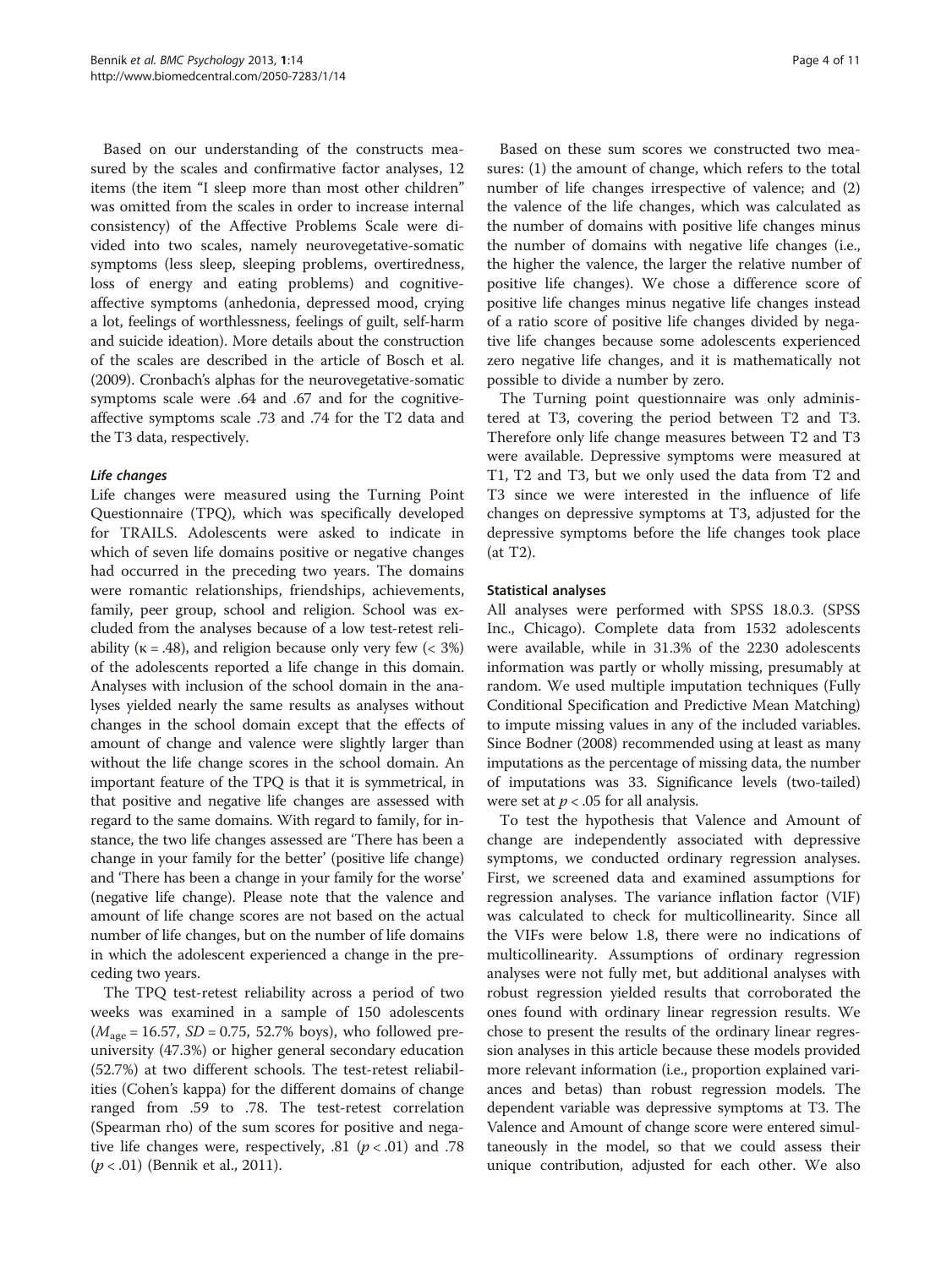Based on our understanding of the constructs measured by the scales and confirmative factor analyses, 12 items (the item "I sleep more than most other children" was omitted from the scales in order to increase internal consistency) of the Affective Problems Scale were divided into two scales, namely neurovegetative-somatic symptoms (less sleep, sleeping problems, overtiredness, loss of energy and eating problems) and cognitive-affective symptoms (anhedonia, depressed mood, crying a lot, feelings of worthlessness, feelings of guilt, self-harm and suicide ideation). More details about the construction of the scales are described in the article of Bosch et al. (2009). Cronbach's alphas for the neurovegetative-somatic symptoms scale were .64 and .67 and for the cognitive-affective symptoms scale .73 and .74 for the T2 data and the T3 data, respectively.

#### Life changes

Life changes were measured using the Turning Point Questionnaire (TPQ), which was specifically developed for TRAILS. Adolescents were asked to indicate in which of seven life domains positive or negative changes had occurred in the preceding two years. The domains were romantic relationships, friendships, achievements, family, peer group, school and religion. School was excluded from the analyses because of a low test-retest reliability ($\kappa = .48$), and religion because only very few (< 3%) of the adolescents reported a life change in this domain. Analyses with inclusion of the school domain in the analyses yielded nearly the same results as analyses without changes in the school domain except that the effects of amount of change and valence were slightly larger than without the life change scores in the school domain. An important feature of the TPQ is that it is symmetrical, in that positive and negative life changes are assessed with regard to the same domains. With regard to family, for instance, the two life changes assessed are 'There has been a change in your family for the better' (positive life change) and 'There has been a change in your family for the worse' (negative life change). Please note that the valence and amount of life change scores are not based on the actual number of life changes, but on the number of life domains in which the adolescent experienced a change in the preceding two years.

The TPQ test-retest reliability across a period of two weeks was examined in a sample of 150 adolescents ($M_{age} = 16.57$, $SD = 0.75$, 52.7% boys), who followed pre-university (47.3%) or higher general secondary education (52.7%) at two different schools. The test-retest reliabilities (Cohen's kappa) for the different domains of change ranged from .59 to .78. The test-retest correlation (Spearman rho) of the sum scores for positive and negative life changes were, respectively, .81 ($p < .01$) and .78 ($p < .01$) (Bennik et al., 2011).

Based on these sum scores we constructed two measures: (1) the amount of change, which refers to the total number of life changes irrespective of valence; and (2) the valence of the life changes, which was calculated as the number of domains with positive life changes minus the number of domains with negative life changes (i.e., the higher the valence, the larger the relative number of positive life changes). We chose a difference score of positive life changes minus negative life changes instead of a ratio score of positive life changes divided by negative life changes because some adolescents experienced zero negative life changes, and it is mathematically not possible to divide a number by zero.

The Turning point questionnaire was only administered at T3, covering the period between T2 and T3. Therefore only life change measures between T2 and T3 were available. Depressive symptoms were measured at T1, T2 and T3, but we only used the data from T2 and T3 since we were interested in the influence of life changes on depressive symptoms at T3, adjusted for the depressive symptoms before the life changes took place (at T2).

### Statistical analyses

All analyses were performed with SPSS 18.0.3. (SPSS Inc., Chicago). Complete data from 1532 adolescents were available, while in 31.3% of the 2230 adolescents information was partly or wholly missing, presumably at random. We used multiple imputation techniques (Fully Conditional Specification and Predictive Mean Matching) to impute missing values in any of the included variables. Since Bodner (2008) recommended using at least as many imputations as the percentage of missing data, the number of imputations was 33. Significance levels (two-tailed) were set at $p < .05$ for all analysis.

To test the hypothesis that Valence and Amount of change are independently associated with depressive symptoms, we conducted ordinary regression analyses. First, we screened data and examined assumptions for regression analyses. The variance inflation factor (VIF) was calculated to check for multicollinearity. Since all the VIFs were below 1.8, there were no indications of multicollinearity. Assumptions of ordinary regression analyses were not fully met, but additional analyses with robust regression yielded results that corroborated the ones found with ordinary linear regression results. We chose to present the results of the ordinary linear regression analyses in this article because these models provided more relevant information (i.e., proportion explained variances and betas) than robust regression models. The dependent variable was depressive symptoms at T3. The Valence and Amount of change score were entered simultaneously in the model, so that we could assess their unique contribution, adjusted for each other. We also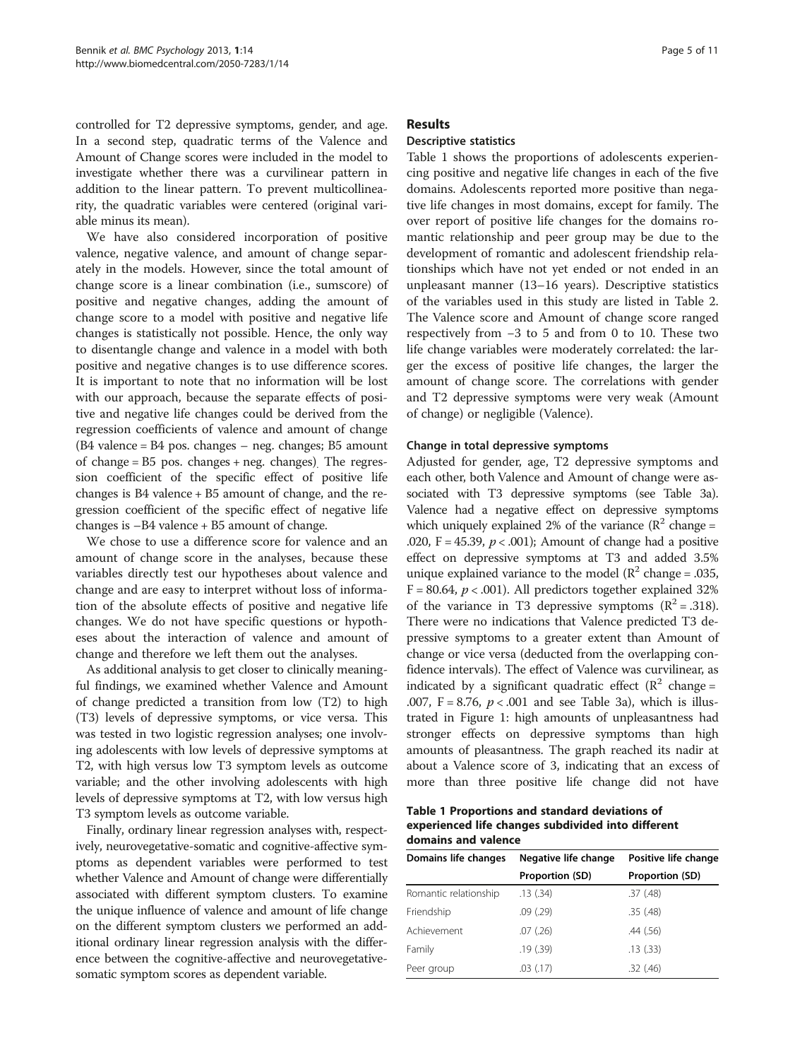controlled for T2 depressive symptoms, gender, and age. In a second step, quadratic terms of the Valence and Amount of Change scores were included in the model to investigate whether there was a curvilinear pattern in addition to the linear pattern. To prevent multicollinearity, the quadratic variables were centered (original variable minus its mean).

We have also considered incorporation of positive valence, negative valence, and amount of change separately in the models. However, since the total amount of change score is a linear combination (i.e., sumscore) of positive and negative changes, adding the amount of change score to a model with positive and negative life changes is statistically not possible. Hence, the only way to disentangle change and valence in a model with both positive and negative changes is to use difference scores. It is important to note that no information will be lost with our approach, because the separate effects of positive and negative life changes could be derived from the regression coefficients of valence and amount of change (B4 valence = B4 pos. changes − neg. changes; B5 amount of change = B5 pos. changes + neg. changes). The regression coefficient of the specific effect of positive life changes is B4 valence + B5 amount of change, and the regression coefficient of the specific effect of negative life changes is –B4 valence + B5 amount of change.

We chose to use a difference score for valence and an amount of change score in the analyses, because these variables directly test our hypotheses about valence and change and are easy to interpret without loss of information of the absolute effects of positive and negative life changes. We do not have specific questions or hypotheses about the interaction of valence and amount of change and therefore we left them out the analyses.

As additional analysis to get closer to clinically meaningful findings, we examined whether Valence and Amount of change predicted a transition from low (T2) to high (T3) levels of depressive symptoms, or vice versa. This was tested in two logistic regression analyses; one involving adolescents with low levels of depressive symptoms at T2, with high versus low T3 symptom levels as outcome variable; and the other involving adolescents with high levels of depressive symptoms at T2, with low versus high T3 symptom levels as outcome variable.

Finally, ordinary linear regression analyses with, respectively, neurovegetative-somatic and cognitive-affective symptoms as dependent variables were performed to test whether Valence and Amount of change were differentially associated with different symptom clusters. To examine the unique influence of valence and amount of life change on the different symptom clusters we performed an additional ordinary linear regression analysis with the difference between the cognitive-affective and neurovegetative-somatic symptom scores as dependent variable.

## Results

### Descriptive statistics

Table 1 shows the proportions of adolescents experiencing positive and negative life changes in each of the five domains. Adolescents reported more positive than negative life changes in most domains, except for family. The over report of positive life changes for the domains romantic relationship and peer group may be due to the development of romantic and adolescent friendship relationships which have not yet ended or not ended in an unpleasant manner (13–16 years). Descriptive statistics of the variables used in this study are listed in Table 2. The Valence score and Amount of change score ranged respectively from −3 to 5 and from 0 to 10. These two life change variables were moderately correlated: the larger the excess of positive life changes, the larger the amount of change score. The correlations with gender and T2 depressive symptoms were very weak (Amount of change) or negligible (Valence).

### Change in total depressive symptoms

Adjusted for gender, age, T2 depressive symptoms and each other, both Valence and Amount of change were associated with T3 depressive symptoms (see Table 3a). Valence had a negative effect on depressive symptoms which uniquely explained 2% of the variance ($R^2$ change = .020, $F = 45.39$, $p < .001$); Amount of change had a positive effect on depressive symptoms at T3 and added 3.5% unique explained variance to the model ($R^2$ change = .035, $F = 80.64$, $p < .001$). All predictors together explained 32% of the variance in T3 depressive symptoms ($R^2 = .318$). There were no indications that Valence predicted T3 depressive symptoms to a greater extent than Amount of change or vice versa (deducted from the overlapping confidence intervals). The effect of Valence was curvilinear, as indicated by a significant quadratic effect ($R^2$ change = .007, $F = 8.76$, $p < .001$ and see Table 3a), which is illustrated in Figure 1: high amounts of unpleasantness had stronger effects on depressive symptoms than high amounts of pleasantness. The graph reached its nadir at about a Valence score of 3, indicating that an excess of more than three positive life change did not have

**Table 1 Proportions and standard deviations of experienced life changes subdivided into different domains and valence**

| Domains life changes | Negative life change | Positive life change |
|---|---|---|
| | Proportion (SD) | Proportion (SD) |
| Romantic relationship | .13 (.34) | .37 (.48) |
| Friendship | .09 (.29) | .35 (.48) |
| Achievement | .07 (.26) | .44 (.56) |
| Family | .19 (.39) | .13 (.33) |
| Peer group | .03 (.17) | .32 (.46) |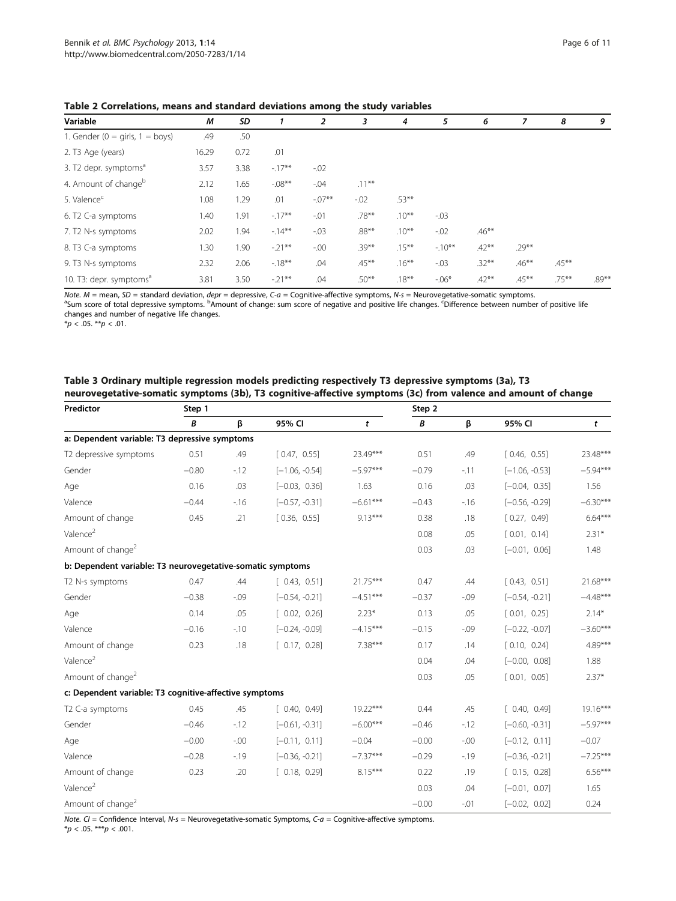**Table 2 Correlations, means and standard deviations among the study variables**

| Variable | *M* | *SD* | 1 | 2 | 3 | 4 | 5 | 6 | 7 | 8 | 9 |
|---|---|---|---|---|---|---|---|---|---|---|---|
| 1. Gender (0 = girls, 1 = boys) | .49 | .50 | | | | | | | | | |
| 2. T3 Age (years) | 16.29 | 0.72 | .01 | | | | | | | | |
| 3. T2 depr. symptoms[a] | 3.57 | 3.38 | -.17** | -.02 | | | | | | | |
| 4. Amount of change[b] | 2.12 | 1.65 | -.08** | -.04 | .11** | | | | | | |
| 5. Valence[c] | 1.08 | 1.29 | .01 | -.07** | -.02 | .53** | | | | | |
| 6. T2 C-a symptoms | 1.40 | 1.91 | -.17** | -.01 | .78** | .10** | -.03 | | | | |
| 7. T2 N-s symptoms | 2.02 | 1.94 | -.14** | -.03 | .88** | .10** | -.02 | .46** | | | |
| 8. T3 C-a symptoms | 1.30 | 1.90 | -.21** | -.00 | .39** | .15** | -.10** | .42** | .29** | | |
| 9. T3 N-s symptoms | 2.32 | 2.06 | -.18** | .04 | .45** | .16** | -.03 | .32** | .46** | .45** | |
| 10. T3: depr. symptoms[a] | 3.81 | 3.50 | -.21** | .04 | .50** | .18** | -.06* | .42** | .45** | .75** | .89** |

*Note. M* = mean, *SD* = standard deviation, *depr* = depressive, *C-a* = Cognitive-affective symptoms, *N-s* = Neurovegetative-somatic symptoms.
[a]Sum score of total depressive symptoms. [b]Amount of change: sum score of negative and positive life changes. [c]Difference between number of positive life changes and number of negative life changes.
$^{*}p < .05$. $^{**}p < .01$.

**Table 3 Ordinary multiple regression models predicting respectively T3 depressive symptoms (3a), T3 neurovegetative-somatic symptoms (3b), T3 cognitive-affective symptoms (3c) from valence and amount of change**

| Predictor | Step 1 | | | | Step 2 | | | |
|---|---|---|---|---|---|---|---|---|
| | *B* | β | 95% CI | *t* | *B* | β | 95% CI | *t* |
| **a: Dependent variable: T3 depressive symptoms** | | | | | | | | |
| T2 depressive symptoms | 0.51 | .49 | [ 0.47, 0.55] | 23.49*** | 0.51 | .49 | [ 0.46, 0.55] | 23.48*** |
| Gender | −0.80 | -.12 | [−1.06, -0.54] | −5.97*** | −0.79 | -.11 | [−1.06, -0.53] | −5.94*** |
| Age | 0.16 | .03 | [−0.03, 0.36] | 1.63 | 0.16 | .03 | [−0.04, 0.35] | 1.56 |
| Valence | −0.44 | -.16 | [−0.57, -0.31] | −6.61*** | −0.43 | -.16 | [−0.56, -0.29] | −6.30*** |
| Amount of change | 0.45 | .21 | [ 0.36, 0.55] | 9.13*** | 0.38 | .18 | [ 0.27, 0.49] | 6.64*** |
| Valence$^2$ | | | | | 0.08 | .05 | [ 0.01, 0.14] | 2.31* |
| Amount of change$^2$ | | | | | 0.03 | .03 | [−0.01, 0.06] | 1.48 |
| **b: Dependent variable: T3 neurovegetative-somatic symptoms** | | | | | | | | |
| T2 N-s symptoms | 0.47 | .44 | [ 0.43, 0.51] | 21.75*** | 0.47 | .44 | [ 0.43, 0.51] | 21.68*** |
| Gender | −0.38 | -.09 | [−0.54, -0.21] | −4.51*** | −0.37 | -.09 | [−0.54, -0.21] | −4.48*** |
| Age | 0.14 | .05 | [ 0.02, 0.26] | 2.23* | 0.13 | .05 | [ 0.01, 0.25] | 2.14* |
| Valence | −0.16 | -.10 | [−0.24, -0.09] | −4.15*** | −0.15 | -.09 | [−0.22, -0.07] | −3.60*** |
| Amount of change | 0.23 | .18 | [ 0.17, 0.28] | 7.38*** | 0.17 | .14 | [ 0.10, 0.24] | 4.89*** |
| Valence$^2$ | | | | | 0.04 | .04 | [−0.00, 0.08] | 1.88 |
| Amount of change$^2$ | | | | | 0.03 | .05 | [ 0.01, 0.05] | 2.37* |
| **c: Dependent variable: T3 cognitive-affective symptoms** | | | | | | | | |
| T2 C-a symptoms | 0.45 | .45 | [ 0.40, 0.49] | 19.22*** | 0.44 | .45 | [ 0.40, 0.49] | 19.16*** |
| Gender | −0.46 | -.12 | [−0.61, -0.31] | −6.00*** | −0.46 | -.12 | [−0.60, -0.31] | −5.97*** |
| Age | −0.00 | -.00 | [−0.11, 0.11] | −0.04 | −0.00 | -.00 | [−0.12, 0.11] | −0.07 |
| Valence | −0.28 | -.19 | [−0.36, -0.21] | −7.37*** | −0.29 | -.19 | [−0.36, -0.21] | −7.25*** |
| Amount of change | 0.23 | .20 | [ 0.18, 0.29] | 8.15*** | 0.22 | .19 | [ 0.15, 0.28] | 6.56*** |
| Valence$^2$ | | | | | 0.03 | .04 | [−0.01, 0.07] | 1.65 |
| Amount of change$^2$ | | | | | −0.00 | -.01 | [−0.02, 0.02] | 0.24 |

*Note. CI* = Confidence Interval, *N-s* = Neurovegetative-somatic Symptoms, *C-a* = Cognitive-affective symptoms.
$^{*}p < .05$. $^{***}p < .001$.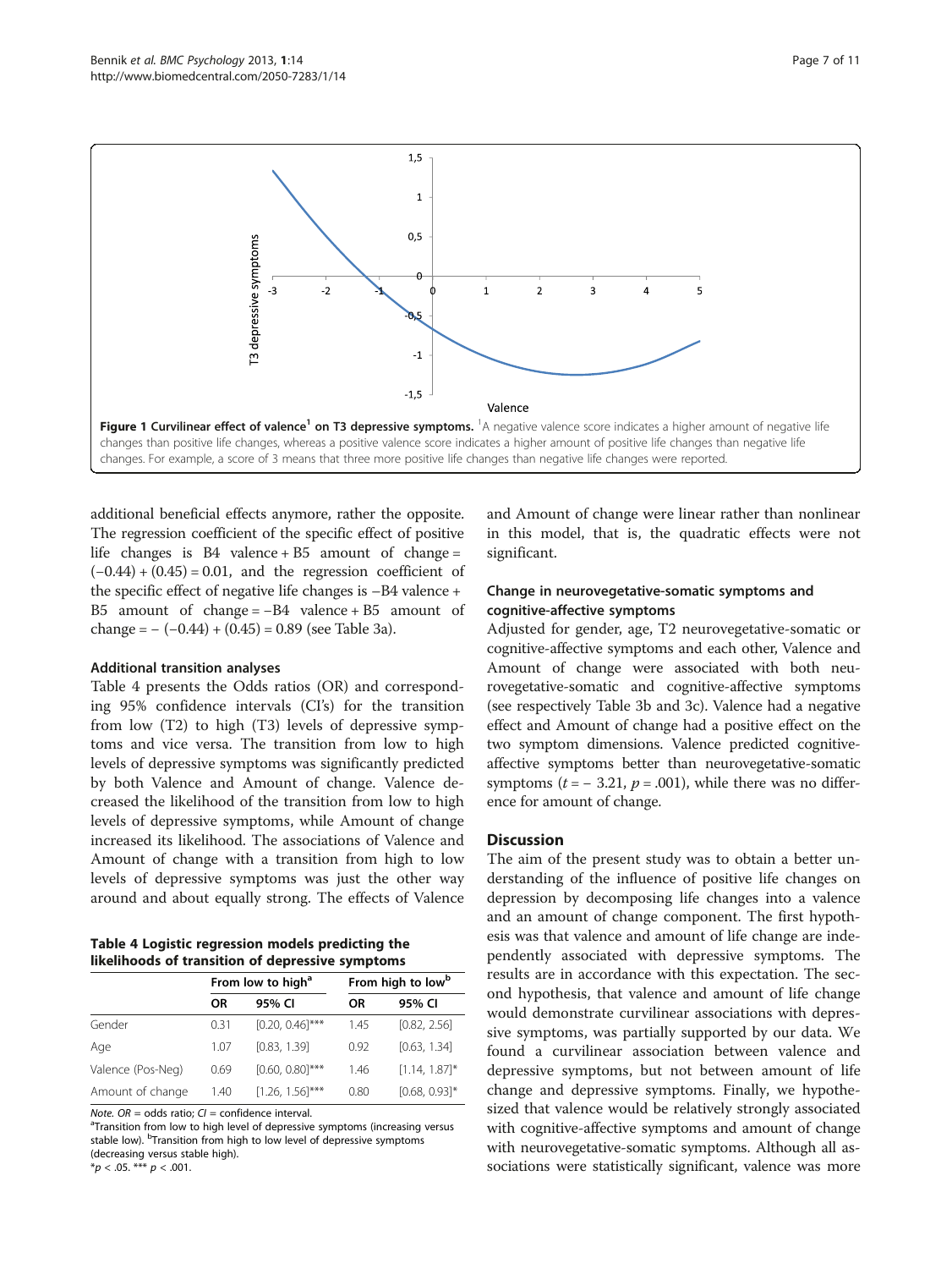**Figure 1 Curvilinear effect of valence[1] on T3 depressive symptoms.** [1]A negative valence score indicates a higher amount of negative life changes than positive life changes, whereas a positive valence score indicates a higher amount of positive life changes than negative life changes. For example, a score of 3 means that three more positive life changes than negative life changes were reported.

additional beneficial effects anymore, rather the opposite. The regression coefficient of the specific effect of positive life changes is B4 valence + B5 amount of change = (−0.44) + (0.45) = 0.01, and the regression coefficient of the specific effect of negative life changes is −B4 valence + B5 amount of change = −B4 valence + B5 amount of change = − (−0.44) + (0.45) = 0.89 (see Table 3a).

### Additional transition analyses

Table 4 presents the Odds ratios (OR) and corresponding 95% confidence intervals (CI's) for the transition from low (T2) to high (T3) levels of depressive symptoms and vice versa. The transition from low to high levels of depressive symptoms was significantly predicted by both Valence and Amount of change. Valence decreased the likelihood of the transition from low to high levels of depressive symptoms, while Amount of change increased its likelihood. The associations of Valence and Amount of change with a transition from high to low levels of depressive symptoms was just the other way around and about equally strong. The effects of Valence and Amount of change were linear rather than nonlinear in this model, that is, the quadratic effects were not significant.

**Table 4 Logistic regression models predicting the likelihoods of transition of depressive symptoms**

| | From low to high[a] | | From high to low[b] | |
|---|---|---|---|---|
| | OR | 95% CI | OR | 95% CI |
| Gender | 0.31 | [0.20, 0.46]*** | 1.45 | [0.82, 2.56] |
| Age | 1.07 | [0.83, 1.39] | 0.92 | [0.63, 1.34] |
| Valence (Pos-Neg) | 0.69 | [0.60, 0.80]*** | 1.46 | [1.14, 1.87]* |
| Amount of change | 1.40 | [1.26, 1.56]*** | 0.80 | [0.68, 0.93]* |

*Note. OR* = odds ratio; *CI* = confidence interval.
[a]Transition from low to high level of depressive symptoms (increasing versus stable low). [b]Transition from high to low level of depressive symptoms (decreasing versus stable high).
*$p < .05$. *** $p < .001$.

### Change in neurovegetative-somatic symptoms and cognitive-affective symptoms

Adjusted for gender, age, T2 neurovegetative-somatic or cognitive-affective symptoms and each other, Valence and Amount of change were associated with both neurovegetative-somatic and cognitive-affective symptoms (see respectively Table 3b and 3c). Valence had a negative effect and Amount of change had a positive effect on the two symptom dimensions. Valence predicted cognitive-affective symptoms better than neurovegetative-somatic symptoms ($t = -3.21$, $p = .001$), while there was no difference for amount of change.

## Discussion

The aim of the present study was to obtain a better understanding of the influence of positive life changes on depression by decomposing life changes into a valence and an amount of change component. The first hypothesis was that valence and amount of life change are independently associated with depressive symptoms. The results are in accordance with this expectation. The second hypothesis, that valence and amount of life change would demonstrate curvilinear associations with depressive symptoms, was partially supported by our data. We found a curvilinear association between valence and depressive symptoms, but not between amount of life change and depressive symptoms. Finally, we hypothesized that valence would be relatively strongly associated with cognitive-affective symptoms and amount of change with neurovegetative-somatic symptoms. Although all associations were statistically significant, valence was more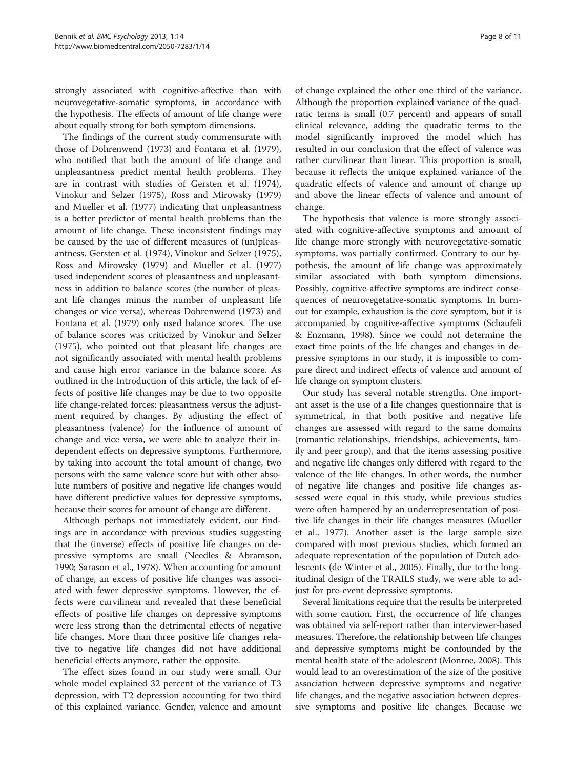strongly associated with cognitive-affective than with neurovegetative-somatic symptoms, in accordance with the hypothesis. The effects of amount of life change were about equally strong for both symptom dimensions.

The findings of the current study commensurate with those of Dohrenwend (1973) and Fontana et al. (1979), who notified that both the amount of life change and unpleasantness predict mental health problems. They are in contrast with studies of Gersten et al. (1974), Vinokur and Selzer (1975), Ross and Mirowsky (1979) and Mueller et al. (1977) indicating that unpleasantness is a better predictor of mental health problems than the amount of life change. These inconsistent findings may be caused by the use of different measures of (un)pleasantness. Gersten et al. (1974), Vinokur and Selzer (1975), Ross and Mirowsky (1979) and Mueller et al. (1977) used independent scores of pleasantness and unpleasantness in addition to balance scores (the number of pleasant life changes minus the number of unpleasant life changes or vice versa), whereas Dohrenwend (1973) and Fontana et al. (1979) only used balance scores. The use of balance scores was criticized by Vinokur and Selzer (1975), who pointed out that pleasant life changes are not significantly associated with mental health problems and cause high error variance in the balance score. As outlined in the Introduction of this article, the lack of effects of positive life changes may be due to two opposite life change-related forces: pleasantness versus the adjustment required by changes. By adjusting the effect of pleasantness (valence) for the influence of amount of change and vice versa, we were able to analyze their independent effects on depressive symptoms. Furthermore, by taking into account the total amount of change, two persons with the same valence score but with other absolute numbers of positive and negative life changes would have different predictive values for depressive symptoms, because their scores for amount of change are different.

Although perhaps not immediately evident, our findings are in accordance with previous studies suggesting that the (inverse) effects of positive life changes on depressive symptoms are small (Needles & Abramson, 1990; Sarason et al., 1978). When accounting for amount of change, an excess of positive life changes was associated with fewer depressive symptoms. However, the effects were curvilinear and revealed that these beneficial effects of positive life changes on depressive symptoms were less strong than the detrimental effects of negative life changes. More than three positive life changes relative to negative life changes did not have additional beneficial effects anymore, rather the opposite.

The effect sizes found in our study were small. Our whole model explained 32 percent of the variance of T3 depression, with T2 depression accounting for two third of this explained variance. Gender, valence and amount of change explained the other one third of the variance. Although the proportion explained variance of the quadratic terms is small (0.7 percent) and appears of small clinical relevance, adding the quadratic terms to the model significantly improved the model which has resulted in our conclusion that the effect of valence was rather curvilinear than linear. This proportion is small, because it reflects the unique explained variance of the quadratic effects of valence and amount of change up and above the linear effects of valence and amount of change.

The hypothesis that valence is more strongly associated with cognitive-affective symptoms and amount of life change more strongly with neurovegetative-somatic symptoms, was partially confirmed. Contrary to our hypothesis, the amount of life change was approximately similar associated with both symptom dimensions. Possibly, cognitive-affective symptoms are indirect consequences of neurovegetative-somatic symptoms. In burnout for example, exhaustion is the core symptom, but it is accompanied by cognitive-affective symptoms (Schaufeli & Enzmann, 1998). Since we could not determine the exact time points of the life changes and changes in depressive symptoms in our study, it is impossible to compare direct and indirect effects of valence and amount of life change on symptom clusters.

Our study has several notable strengths. One important asset is the use of a life changes questionnaire that is symmetrical, in that both positive and negative life changes are assessed with regard to the same domains (romantic relationships, friendships, achievements, family and peer group), and that the items assessing positive and negative life changes only differed with regard to the valence of the life changes. In other words, the number of negative life changes and positive life changes assessed were equal in this study, while previous studies were often hampered by an underrepresentation of positive life changes in their life changes measures (Mueller et al., 1977). Another asset is the large sample size compared with most previous studies, which formed an adequate representation of the population of Dutch adolescents (de Winter et al., 2005). Finally, due to the longitudinal design of the TRAILS study, we were able to adjust for pre-event depressive symptoms.

Several limitations require that the results be interpreted with some caution. First, the occurrence of life changes was obtained via self-report rather than interviewer-based measures. Therefore, the relationship between life changes and depressive symptoms might be confounded by the mental health state of the adolescent (Monroe, 2008). This would lead to an overestimation of the size of the positive association between depressive symptoms and negative life changes, and the negative association between depressive symptoms and positive life changes. Because we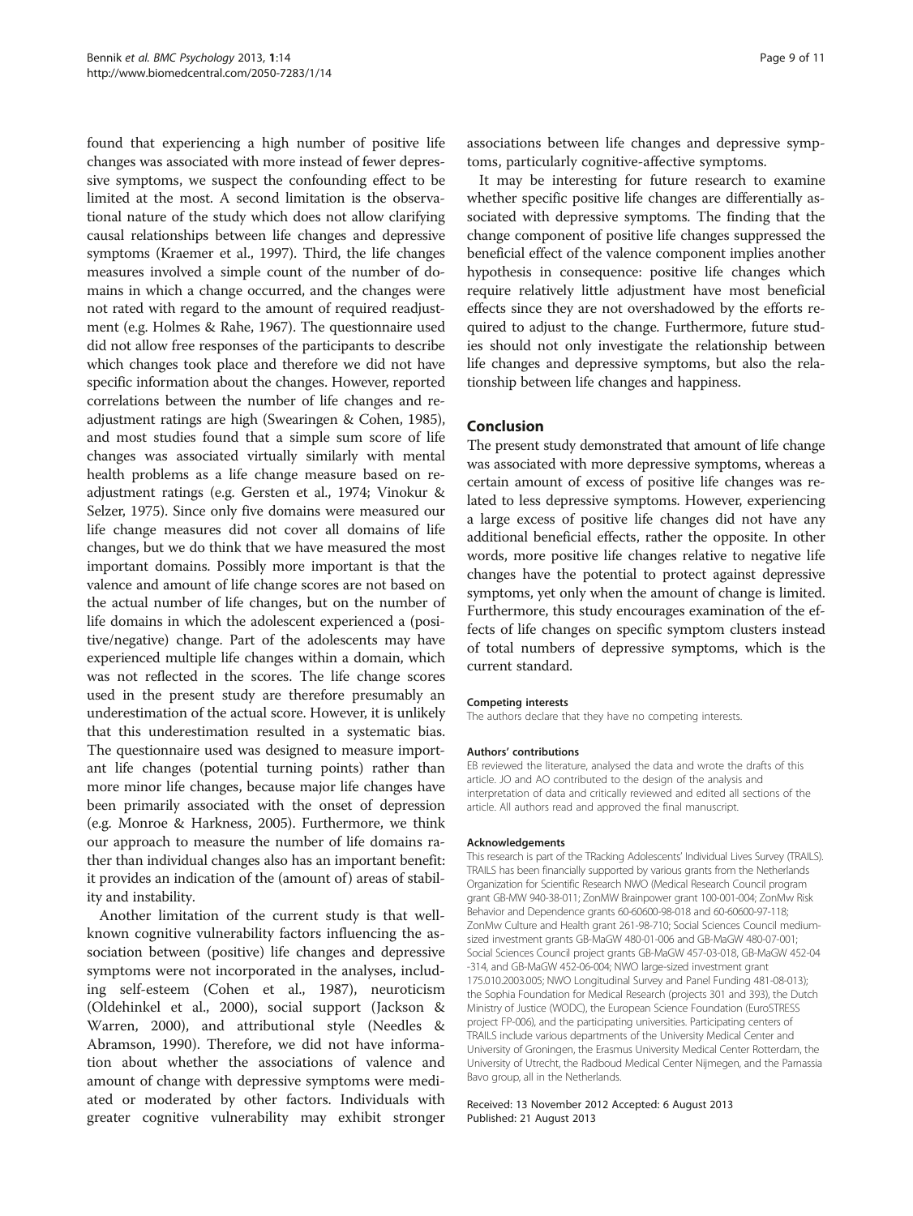found that experiencing a high number of positive life changes was associated with more instead of fewer depressive symptoms, we suspect the confounding effect to be limited at the most. A second limitation is the observational nature of the study which does not allow clarifying causal relationships between life changes and depressive symptoms (Kraemer et al., 1997). Third, the life changes measures involved a simple count of the number of domains in which a change occurred, and the changes were not rated with regard to the amount of required readjustment (e.g. Holmes & Rahe, 1967). The questionnaire used did not allow free responses of the participants to describe which changes took place and therefore we did not have specific information about the changes. However, reported correlations between the number of life changes and readjustment ratings are high (Swearingen & Cohen, 1985), and most studies found that a simple sum score of life changes was associated virtually similarly with mental health problems as a life change measure based on readjustment ratings (e.g. Gersten et al., 1974; Vinokur & Selzer, 1975). Since only five domains were measured our life change measures did not cover all domains of life changes, but we do think that we have measured the most important domains. Possibly more important is that the valence and amount of life change scores are not based on the actual number of life changes, but on the number of life domains in which the adolescent experienced a (positive/negative) change. Part of the adolescents may have experienced multiple life changes within a domain, which was not reflected in the scores. The life change scores used in the present study are therefore presumably an underestimation of the actual score. However, it is unlikely that this underestimation resulted in a systematic bias. The questionnaire used was designed to measure important life changes (potential turning points) rather than more minor life changes, because major life changes have been primarily associated with the onset of depression (e.g. Monroe & Harkness, 2005). Furthermore, we think our approach to measure the number of life domains rather than individual changes also has an important benefit: it provides an indication of the (amount of) areas of stability and instability.

Another limitation of the current study is that well-known cognitive vulnerability factors influencing the association between (positive) life changes and depressive symptoms were not incorporated in the analyses, including self-esteem (Cohen et al., 1987), neuroticism (Oldehinkel et al., 2000), social support (Jackson & Warren, 2000), and attributional style (Needles & Abramson, 1990). Therefore, we did not have information about whether the associations of valence and amount of change with depressive symptoms were mediated or moderated by other factors. Individuals with greater cognitive vulnerability may exhibit stronger associations between life changes and depressive symptoms, particularly cognitive-affective symptoms.

It may be interesting for future research to examine whether specific positive life changes are differentially associated with depressive symptoms. The finding that the change component of positive life changes suppressed the beneficial effect of the valence component implies another hypothesis in consequence: positive life changes which require relatively little adjustment have most beneficial effects since they are not overshadowed by the efforts required to adjust to the change. Furthermore, future studies should not only investigate the relationship between life changes and depressive symptoms, but also the relationship between life changes and happiness.

## Conclusion

The present study demonstrated that amount of life change was associated with more depressive symptoms, whereas a certain amount of excess of positive life changes was related to less depressive symptoms. However, experiencing a large excess of positive life changes did not have any additional beneficial effects, rather the opposite. In other words, more positive life changes relative to negative life changes have the potential to protect against depressive symptoms, yet only when the amount of change is limited. Furthermore, this study encourages examination of the effects of life changes on specific symptom clusters instead of total numbers of depressive symptoms, which is the current standard.

#### Competing interests

The authors declare that they have no competing interests.

#### Authors' contributions

EB reviewed the literature, analysed the data and wrote the drafts of this article. JO and AO contributed to the design of the analysis and interpretation of data and critically reviewed and edited all sections of the article. All authors read and approved the final manuscript.

#### Acknowledgements

This research is part of the TRacking Adolescents' Individual Lives Survey (TRAILS). TRAILS has been financially supported by various grants from the Netherlands Organization for Scientific Research NWO (Medical Research Council program grant GB-MW 940-38-011; ZonMW Brainpower grant 100-001-004; ZonMw Risk Behavior and Dependence grants 60-60600-98-018 and 60-60600-97-118; ZonMw Culture and Health grant 261-98-710; Social Sciences Council medium-sized investment grants GB-MaGW 480-01-006 and GB-MaGW 480-07-001; Social Sciences Council project grants GB-MaGW 457-03-018, GB-MaGW 452-04-314, and GB-MaGW 452-06-004; NWO large-sized investment grant 175.010.2003.005; NWO Longitudinal Survey and Panel Funding 481-08-013); the Sophia Foundation for Medical Research (projects 301 and 393), the Dutch Ministry of Justice (WODC), the European Science Foundation (EuroSTRESS project FP-006), and the participating universities. Participating centers of TRAILS include various departments of the University Medical Center and University of Groningen, the Erasmus University Medical Center Rotterdam, the University of Utrecht, the Radboud Medical Center Nijmegen, and the Parnassia Bavo group, all in the Netherlands.

Received: 13 November 2012 Accepted: 6 August 2013
Published: 21 August 2013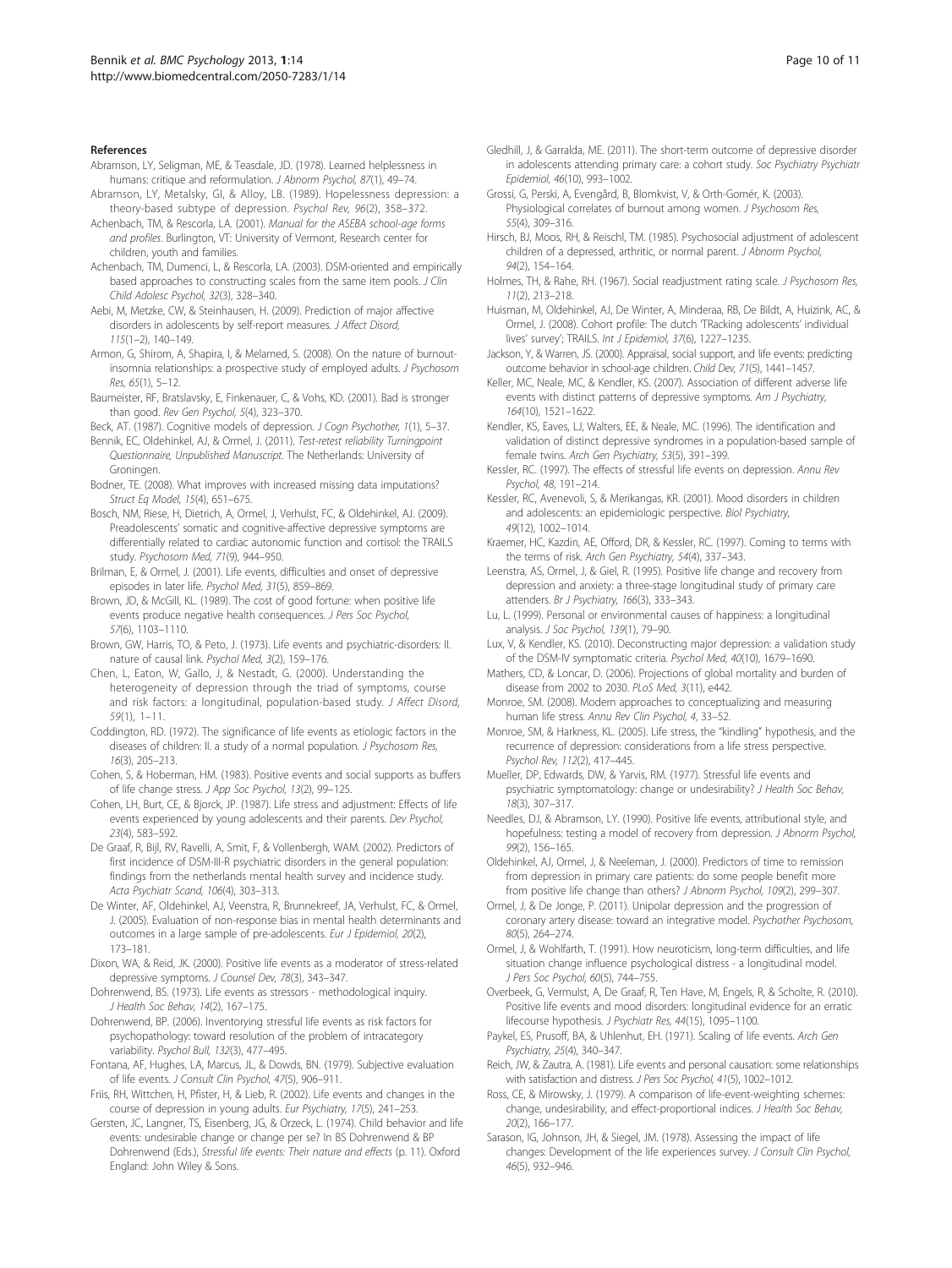## References

Abramson, LY, Seligman, ME, & Teasdale, JD. (1978). Learned helplessness in humans: critique and reformulation. *J Abnorm Psychol, 87*(1), 49–74.

Abramson, LY, Metalsky, GI, & Alloy, LB. (1989). Hopelessness depression: a theory-based subtype of depression. *Psychol Rev, 96*(2), 358–372.

Achenbach, TM, & Rescorla, LA. (2001). *Manual for the ASEBA school-age forms and profiles*. Burlington, VT: University of Vermont, Research center for children, youth and families.

Achenbach, TM, Dumenci, L, & Rescorla, LA. (2003). DSM-oriented and empirically based approaches to constructing scales from the same item pools. *J Clin Child Adolesc Psychol, 32*(3), 328–340.

Aebi, M, Metzke, CW, & Steinhausen, H. (2009). Prediction of major affective disorders in adolescents by self-report measures. *J Affect Disord, 115*(1–2), 140–149.

Armon, G, Shirom, A, Shapira, I, & Melamed, S. (2008). On the nature of burnout-insomnia relationships: a prospective study of employed adults. *J Psychosom Res, 65*(1), 5–12.

Baumeister, RF, Bratslavsky, E, Finkenauer, C, & Vohs, KD. (2001). Bad is stronger than good. *Rev Gen Psychol, 5*(4), 323–370.

Beck, AT. (1987). Cognitive models of depression. *J Cogn Psychother, 1*(1), 5–37.

Bennik, EC, Oldehinkel, AJ, & Ormel, J. (2011). *Test-retest reliability Turningpoint Questionnaire, Unpublished Manuscript*. The Netherlands: University of Groningen.

Bodner, TE. (2008). What improves with increased missing data imputations? *Struct Eq Model, 15*(4), 651–675.

Bosch, NM, Riese, H, Dietrich, A, Ormel, J, Verhulst, FC, & Oldehinkel, AJ. (2009). Preadolescents' somatic and cognitive-affective depressive symptoms are differentially related to cardiac autonomic function and cortisol: the TRAILS study. *Psychosom Med, 71*(9), 944–950.

Brilman, E, & Ormel, J. (2001). Life events, difficulties and onset of depressive episodes in later life. *Psychol Med, 31*(5), 859–869.

Brown, JD, & McGill, KL. (1989). The cost of good fortune: when positive life events produce negative health consequences. *J Pers Soc Psychol, 57*(6), 1103–1110.

Brown, GW, Harris, TO, & Peto, J. (1973). Life events and psychiatric-disorders: II. nature of causal link. *Psychol Med, 3*(2), 159–176.

Chen, L, Eaton, W, Gallo, J, & Nestadt, G. (2000). Understanding the heterogeneity of depression through the triad of symptoms, course and risk factors: a longitudinal, population-based study. *J Affect Disord, 59*(1), 1–11.

Coddington, RD. (1972). The significance of life events as etiologic factors in the diseases of children: II. a study of a normal population. *J Psychosom Res, 16*(3), 205–213.

Cohen, S, & Hoberman, HM. (1983). Positive events and social supports as buffers of life change stress. *J App Soc Psychol, 13*(2), 99–125.

Cohen, LH, Burt, CE, & Bjorck, JP. (1987). Life stress and adjustment: Effects of life events experienced by young adolescents and their parents. *Dev Psychol, 23*(4), 583–592.

De Graaf, R, Bijl, RV, Ravelli, A, Smit, F, & Vollenbergh, WAM. (2002). Predictors of first incidence of DSM-III-R psychiatric disorders in the general population: findings from the netherlands mental health survey and incidence study. *Acta Psychiatr Scand, 106*(4), 303–313.

De Winter, AF, Oldehinkel, AJ, Veenstra, R, Brunnekreef, JA, Verhulst, FC, & Ormel, J. (2005). Evaluation of non-response bias in mental health determinants and outcomes in a large sample of pre-adolescents. *Eur J Epidemiol, 20*(2), 173–181.

Dixon, WA, & Reid, JK. (2000). Positive life events as a moderator of stress-related depressive symptoms. *J Counsel Dev, 78*(3), 343–347.

Dohrenwend, BS. (1973). Life events as stressors - methodological inquiry. *J Health Soc Behav, 14*(2), 167–175.

Dohrenwend, BP. (2006). Inventorying stressful life events as risk factors for psychopathology: toward resolution of the problem of intracategory variability. *Psychol Bull, 132*(3), 477–495.

Fontana, AF, Hughes, LA, Marcus, JL, & Dowds, BN. (1979). Subjective evaluation of life events. *J Consult Clin Psychol, 47*(5), 906–911.

Friis, RH, Wittchen, H, Pfister, H, & Lieb, R. (2002). Life events and changes in the course of depression in young adults. *Eur Psychiatry, 17*(5), 241–253.

Gersten, JC, Langner, TS, Eisenberg, JG, & Orzeck, L. (1974). Child behavior and life events: undesirable change or change per se? In BS Dohrenwend & BP Dohrenwend (Eds.), *Stressful life events: Their nature and effects* (p. 11). Oxford England: John Wiley & Sons.

Gledhill, J, & Garralda, ME. (2011). The short-term outcome of depressive disorder in adolescents attending primary care: a cohort study. *Soc Psychiatry Psychiatr Epidemiol, 46*(10), 993–1002.

Grossi, G, Perski, A, Evengård, B, Blomkvist, V, & Orth-Gomér, K. (2003). Physiological correlates of burnout among women. *J Psychosom Res, 55*(4), 309–316.

Hirsch, BJ, Moos, RH, & Reischl, TM. (1985). Psychosocial adjustment of adolescent children of a depressed, arthritic, or normal parent. *J Abnorm Psychol, 94*(2), 154–164.

Holmes, TH, & Rahe, RH. (1967). Social readjustment rating scale. *J Psychosom Res, 11*(2), 213–218.

Huisman, M, Oldehinkel, AJ, De Winter, A, Minderaa, RB, De Bildt, A, Huizink, AC, & Ormel, J. (2008). Cohort profile: The dutch 'TRacking adolescents' individual lives' survey'; TRAILS. *Int J Epidemiol, 37*(6), 1227–1235.

Jackson, Y, & Warren, JS. (2000). Appraisal, social support, and life events: predicting outcome behavior in school-age children. *Child Dev, 71*(5), 1441–1457.

Keller, MC, Neale, MC, & Kendler, KS. (2007). Association of different adverse life events with distinct patterns of depressive symptoms. *Am J Psychiatry, 164*(10), 1521–1622.

Kendler, KS, Eaves, LJ, Walters, EE, & Neale, MC. (1996). The identification and validation of distinct depressive syndromes in a population-based sample of female twins. *Arch Gen Psychiatry, 53*(5), 391–399.

Kessler, RC. (1997). The effects of stressful life events on depression. *Annu Rev Psychol, 48*, 191–214.

Kessler, RC, Avenevoli, S, & Merikangas, KR. (2001). Mood disorders in children and adolescents: an epidemiologic perspective. *Biol Psychiatry, 49*(12), 1002–1014.

Kraemer, HC, Kazdin, AE, Offord, DR, & Kessler, RC. (1997). Coming to terms with the terms of risk. *Arch Gen Psychiatry, 54*(4), 337–343.

Leenstra, AS, Ormel, J, & Giel, R. (1995). Positive life change and recovery from depression and anxiety: a three-stage longitudinal study of primary care attenders. *Br J Psychiatry, 166*(3), 333–343.

Lu, L. (1999). Personal or environmental causes of happiness: a longitudinal analysis. *J Soc Psychol, 139*(1), 79–90.

Lux, V, & Kendler, KS. (2010). Deconstructing major depression: a validation study of the DSM-IV symptomatic criteria. *Psychol Med, 40*(10), 1679–1690.

Mathers, CD, & Loncar, D. (2006). Projections of global mortality and burden of disease from 2002 to 2030. *PLoS Med, 3*(11), e442.

Monroe, SM. (2008). Modern approaches to conceptualizing and measuring human life stress. *Annu Rev Clin Psychol, 4*, 33–52.

Monroe, SM, & Harkness, KL. (2005). Life stress, the "kindling" hypothesis, and the recurrence of depression: considerations from a life stress perspective. *Psychol Rev, 112*(2), 417–445.

Mueller, DP, Edwards, DW, & Yarvis, RM. (1977). Stressful life events and psychiatric symptomatology: change or undesirability? *J Health Soc Behav, 18*(3), 307–317.

Needles, DJ, & Abramson, LY. (1990). Positive life events, attributional style, and hopefulness: testing a model of recovery from depression. *J Abnorm Psychol, 99*(2), 156–165.

Oldehinkel, AJ, Ormel, J, & Neeleman, J. (2000). Predictors of time to remission from depression in primary care patients: do some people benefit more from positive life change than others? *J Abnorm Psychol, 109*(2), 299–307.

Ormel, J, & De Jonge, P. (2011). Unipolar depression and the progression of coronary artery disease: toward an integrative model. *Psychother Psychosom, 80*(5), 264–274.

Ormel, J, & Wohlfarth, T. (1991). How neuroticism, long-term difficulties, and life situation change influence psychological distress - a longitudinal model. *J Pers Soc Psychol, 60*(5), 744–755.

Overbeek, G, Vermulst, A, De Graaf, R, Ten Have, M, Engels, R, & Scholte, R. (2010). Positive life events and mood disorders: longitudinal evidence for an erratic lifecourse hypothesis. *J Psychiatr Res, 44*(15), 1095–1100.

Paykel, ES, Prusoff, BA, & Uhlenhut, EH. (1971). Scaling of life events. *Arch Gen Psychiatry, 25*(4), 340–347.

Reich, JW, & Zautra, A. (1981). Life events and personal causation: some relationships with satisfaction and distress. *J Pers Soc Psychol, 41*(5), 1002–1012.

Ross, CE, & Mirowsky, J. (1979). A comparison of life-event-weighting schemes: change, undesirability, and effect-proportional indices. *J Health Soc Behav, 20*(2), 166–177.

Sarason, IG, Johnson, JH, & Siegel, JM. (1978). Assessing the impact of life changes: Development of the life experiences survey. *J Consult Clin Psychol, 46*(5), 932–946.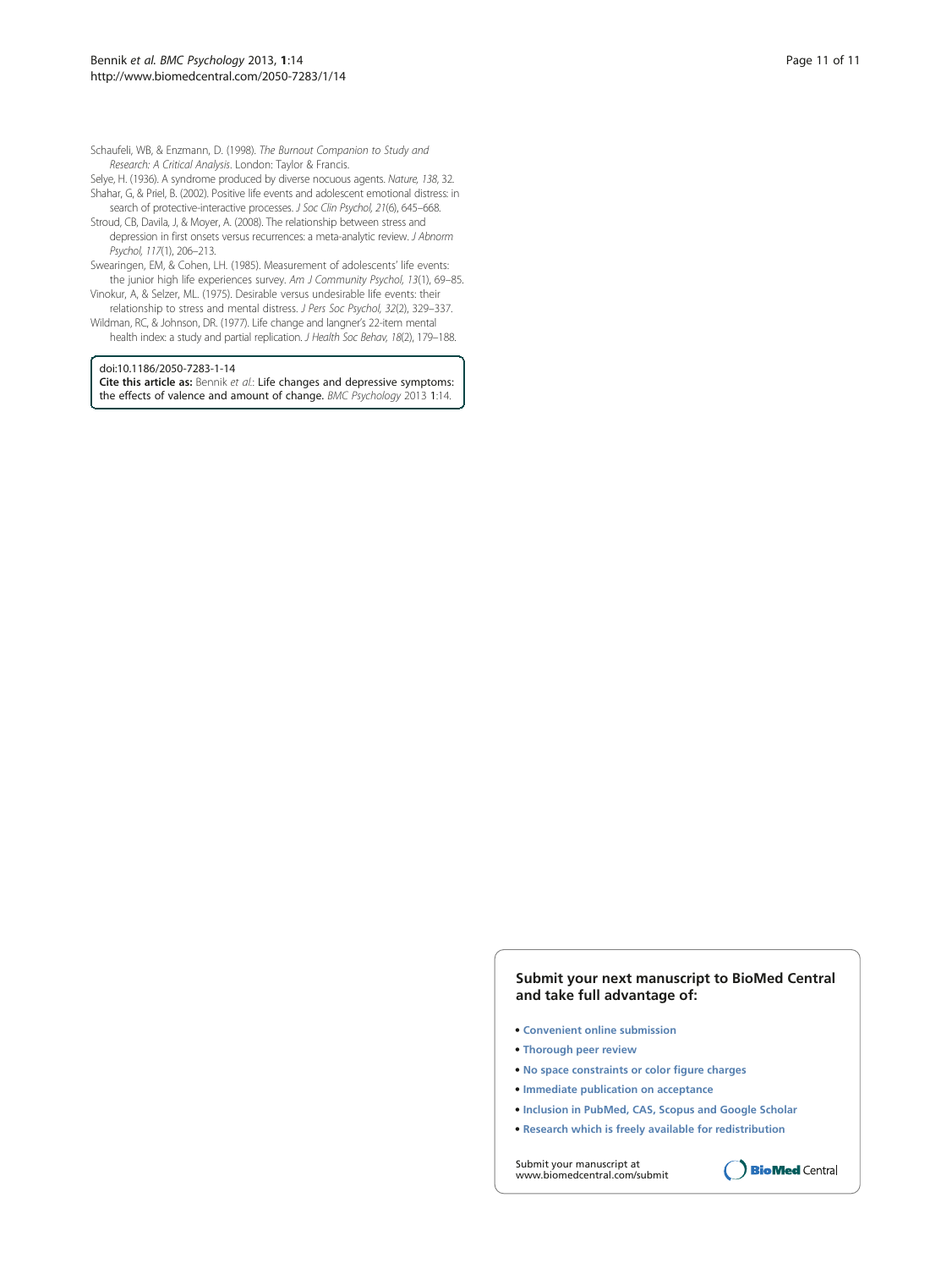Schaufeli, WB, & Enzmann, D. (1998). *The Burnout Companion to Study and Research: A Critical Analysis*. London: Taylor & Francis.

Selye, H. (1936). A syndrome produced by diverse nocuous agents. *Nature, 138*, 32.

Shahar, G, & Priel, B. (2002). Positive life events and adolescent emotional distress: in search of protective-interactive processes. *J Soc Clin Psychol, 21*(6), 645–668.

Stroud, CB, Davila, J, & Moyer, A. (2008). The relationship between stress and depression in first onsets versus recurrences: a meta-analytic review. *J Abnorm Psychol, 117*(1), 206–213.

Swearingen, EM, & Cohen, LH. (1985). Measurement of adolescents' life events: the junior high life experiences survey. *Am J Community Psychol, 13*(1), 69–85.

Vinokur, A, & Selzer, ML. (1975). Desirable versus undesirable life events: their relationship to stress and mental distress. *J Pers Soc Psychol, 32*(2), 329–337.

Wildman, RC, & Johnson, DR. (1977). Life change and langner's 22-item mental health index: a study and partial replication. *J Health Soc Behav, 18*(2), 179–188.

doi:10.1186/2050-7283-1-14

**Cite this article as:** Bennik *et al.*: Life changes and depressive symptoms: the effects of valence and amount of change. *BMC Psychology* 2013 **1**:14.

**Submit your next manuscript to BioMed Central and take full advantage of:**

- **Convenient online submission**
- **Thorough peer review**
- **No space constraints or color figure charges**
- **Immediate publication on acceptance**
- **Inclusion in PubMed, CAS, Scopus and Google Scholar**
- **Research which is freely available for redistribution**

Submit your manuscript at
www.biomedcentral.com/submit

BioMed Central